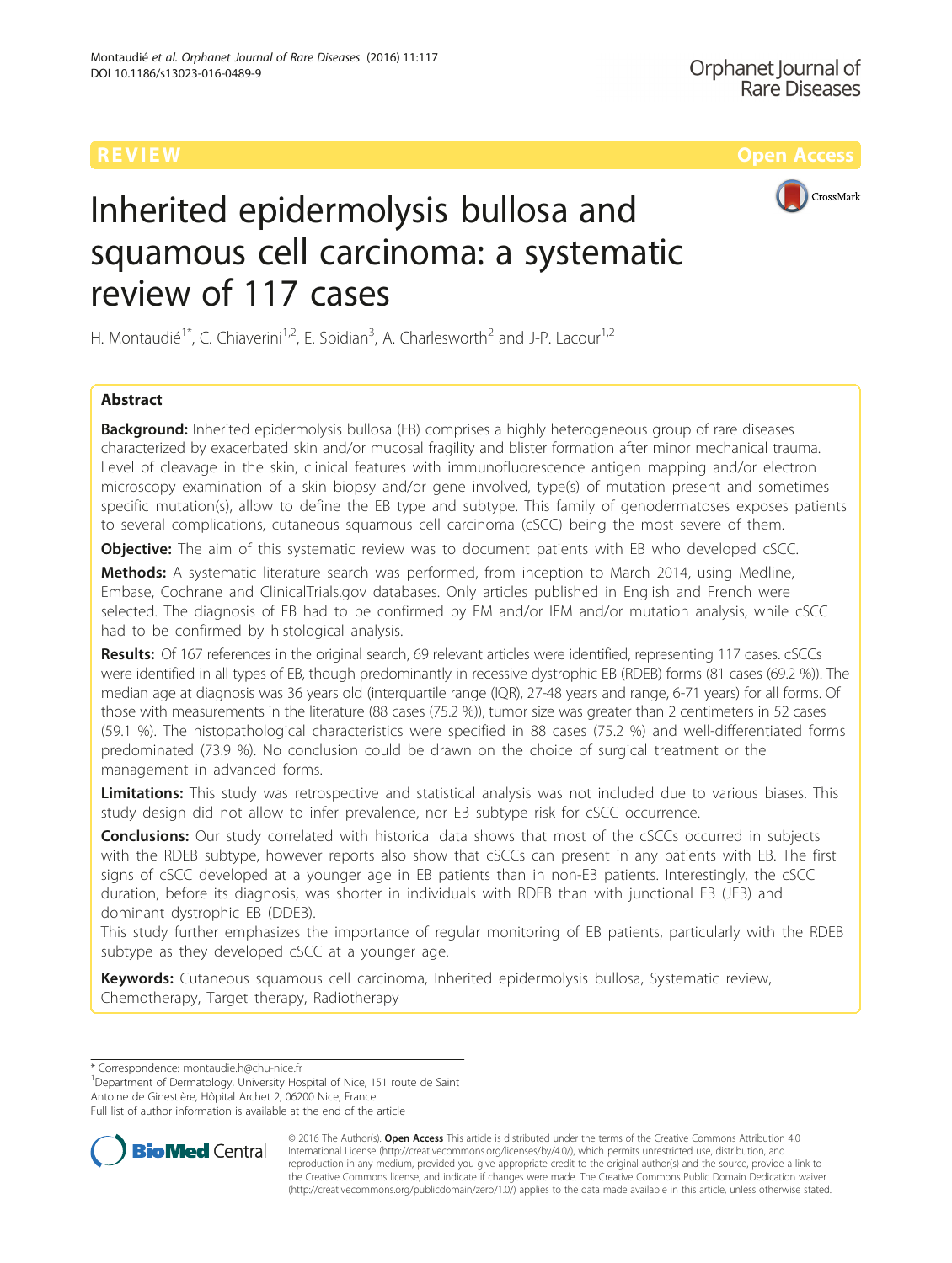REVIEW

Open Access

# Inherited epidermolysis bullosa and squamous cell carcinoma: a systematic review of 117 cases

H. Montaudié[1*], C. Chiaverini[1,2], E. Sbidian[3], A. Charlesworth[2] and J-P. Lacour[1,2]

## Abstract

**Background:** Inherited epidermolysis bullosa (EB) comprises a highly heterogeneous group of rare diseases characterized by exacerbated skin and/or mucosal fragility and blister formation after minor mechanical trauma. Level of cleavage in the skin, clinical features with immunofluorescence antigen mapping and/or electron microscopy examination of a skin biopsy and/or gene involved, type(s) of mutation present and sometimes specific mutation(s), allow to define the EB type and subtype. This family of genodermatoses exposes patients to several complications, cutaneous squamous cell carcinoma (cSCC) being the most severe of them.

**Objective:** The aim of this systematic review was to document patients with EB who developed cSCC.

**Methods:** A systematic literature search was performed, from inception to March 2014, using Medline, Embase, Cochrane and ClinicalTrials.gov databases. Only articles published in English and French were selected. The diagnosis of EB had to be confirmed by EM and/or IFM and/or mutation analysis, while cSCC had to be confirmed by histological analysis.

**Results:** Of 167 references in the original search, 69 relevant articles were identified, representing 117 cases. cSCCs were identified in all types of EB, though predominantly in recessive dystrophic EB (RDEB) forms (81 cases (69.2 %)). The median age at diagnosis was 36 years old (interquartile range (IQR), 27-48 years and range, 6-71 years) for all forms. Of those with measurements in the literature (88 cases (75.2 %)), tumor size was greater than 2 centimeters in 52 cases (59.1 %). The histopathological characteristics were specified in 88 cases (75.2 %) and well-differentiated forms predominated (73.9 %). No conclusion could be drawn on the choice of surgical treatment or the management in advanced forms.

**Limitations:** This study was retrospective and statistical analysis was not included due to various biases. This study design did not allow to infer prevalence, nor EB subtype risk for cSCC occurrence.

**Conclusions:** Our study correlated with historical data shows that most of the cSCCs occurred in subjects with the RDEB subtype, however reports also show that cSCCs can present in any patients with EB. The first signs of cSCC developed at a younger age in EB patients than in non-EB patients. Interestingly, the cSCC duration, before its diagnosis, was shorter in individuals with RDEB than with junctional EB (JEB) and dominant dystrophic EB (DDEB).

This study further emphasizes the importance of regular monitoring of EB patients, particularly with the RDEB subtype as they developed cSCC at a younger age.

**Keywords:** Cutaneous squamous cell carcinoma, Inherited epidermolysis bullosa, Systematic review, Chemotherapy, Target therapy, Radiotherapy

\* Correspondence: montaudie.h@chu-nice.fr
[1]Department of Dermatology, University Hospital of Nice, 151 route de Saint Antoine de Ginestière, Hôpital Archet 2, 06200 Nice, France
Full list of author information is available at the end of the article

© 2016 The Author(s). **Open Access** This article is distributed under the terms of the Creative Commons Attribution 4.0 International License (http://creativecommons.org/licenses/by/4.0/), which permits unrestricted use, distribution, and reproduction in any medium, provided you give appropriate credit to the original author(s) and the source, provide a link to the Creative Commons license, and indicate if changes were made. The Creative Commons Public Domain Dedication waiver (http://creativecommons.org/publicdomain/zero/1.0/) applies to the data made available in this article, unless otherwise stated.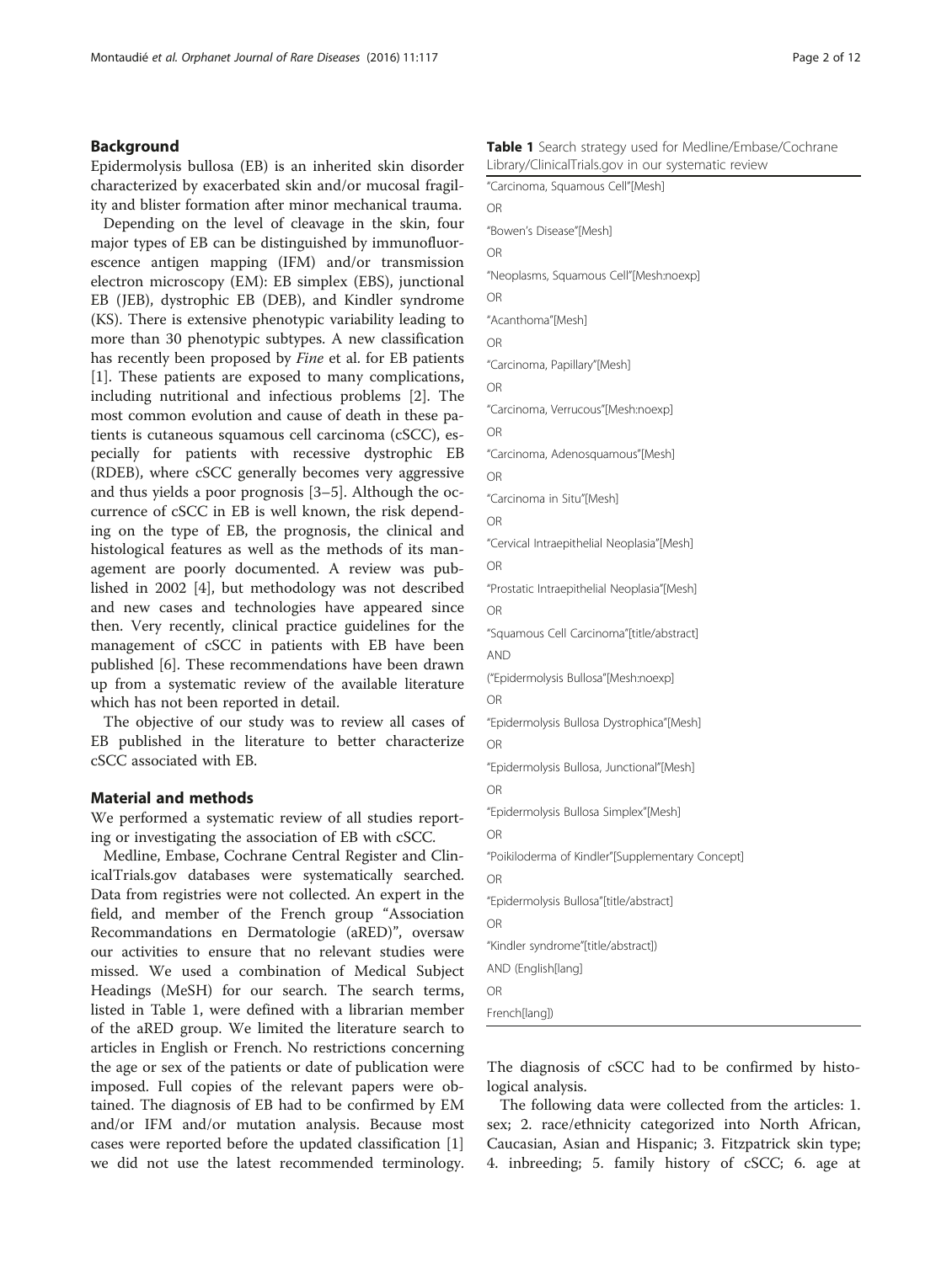## Background

Epidermolysis bullosa (EB) is an inherited skin disorder characterized by exacerbated skin and/or mucosal fragility and blister formation after minor mechanical trauma.

Depending on the level of cleavage in the skin, four major types of EB can be distinguished by immunofluorescence antigen mapping (IFM) and/or transmission electron microscopy (EM): EB simplex (EBS), junctional EB (JEB), dystrophic EB (DEB), and Kindler syndrome (KS). There is extensive phenotypic variability leading to more than 30 phenotypic subtypes. A new classification has recently been proposed by *Fine* et al. for EB patients [1]. These patients are exposed to many complications, including nutritional and infectious problems [2]. The most common evolution and cause of death in these patients is cutaneous squamous cell carcinoma (cSCC), especially for patients with recessive dystrophic EB (RDEB), where cSCC generally becomes very aggressive and thus yields a poor prognosis [3–5]. Although the occurrence of cSCC in EB is well known, the risk depending on the type of EB, the prognosis, the clinical and histological features as well as the methods of its management are poorly documented. A review was published in 2002 [4], but methodology was not described and new cases and technologies have appeared since then. Very recently, clinical practice guidelines for the management of cSCC in patients with EB have been published [6]. These recommendations have been drawn up from a systematic review of the available literature which has not been reported in detail.

The objective of our study was to review all cases of EB published in the literature to better characterize cSCC associated with EB.

## Material and methods

We performed a systematic review of all studies reporting or investigating the association of EB with cSCC.

Medline, Embase, Cochrane Central Register and ClinicalTrials.gov databases were systematically searched. Data from registries were not collected. An expert in the field, and member of the French group "Association Recommandations en Dermatologie (aRED)", oversaw our activities to ensure that no relevant studies were missed. We used a combination of Medical Subject Headings (MeSH) for our search. The search terms, listed in Table 1, were defined with a librarian member of the aRED group. We limited the literature search to articles in English or French. No restrictions concerning the age or sex of the patients or date of publication were imposed. Full copies of the relevant papers were obtained. The diagnosis of EB had to be confirmed by EM and/or IFM and/or mutation analysis. Because most cases were reported before the updated classification [1] we did not use the latest recommended terminology. The diagnosis of cSCC had to be confirmed by histological analysis.

**Table 1** Search strategy used for Medline/Embase/Cochrane Library/ClinicalTrials.gov in our systematic review

| |
|---|
| "Carcinoma, Squamous Cell"[Mesh] |
| OR |
| "Bowen's Disease"[Mesh] |
| OR |
| "Neoplasms, Squamous Cell"[Mesh:noexp] |
| OR |
| "Acanthoma"[Mesh] |
| OR |
| "Carcinoma, Papillary"[Mesh] |
| OR |
| "Carcinoma, Verrucous"[Mesh:noexp] |
| OR |
| "Carcinoma, Adenosquamous"[Mesh] |
| OR |
| "Carcinoma in Situ"[Mesh] |
| OR |
| "Cervical Intraepithelial Neoplasia"[Mesh] |
| OR |
| "Prostatic Intraepithelial Neoplasia"[Mesh] |
| OR |
| "Squamous Cell Carcinoma"[title/abstract] |
| AND |
| ("Epidermolysis Bullosa"[Mesh:noexp] |
| OR |
| "Epidermolysis Bullosa Dystrophica"[Mesh] |
| OR |
| "Epidermolysis Bullosa, Junctional"[Mesh] |
| OR |
| "Epidermolysis Bullosa Simplex"[Mesh] |
| OR |
| "Poikiloderma of Kindler"[Supplementary Concept] |
| OR |
| "Epidermolysis Bullosa"[title/abstract] |
| OR |
| "Kindler syndrome"[title/abstract]) |
| AND (English[lang] |
| OR |
| French[lang]) |

The following data were collected from the articles: 1. sex; 2. race/ethnicity categorized into North African, Caucasian, Asian and Hispanic; 3. Fitzpatrick skin type; 4. inbreeding; 5. family history of cSCC; 6. age at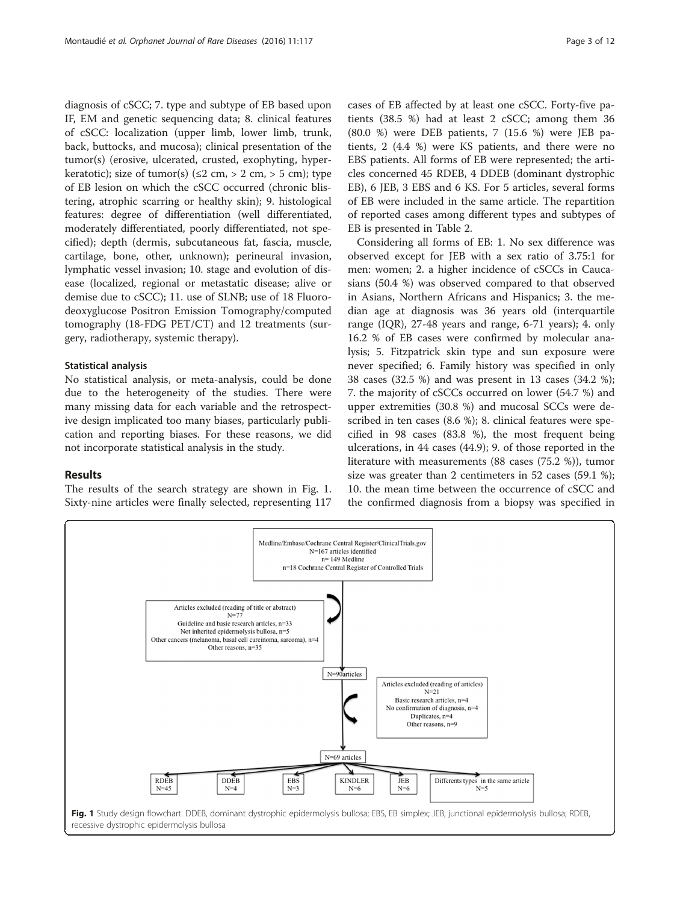diagnosis of cSCC; 7. type and subtype of EB based upon IF, EM and genetic sequencing data; 8. clinical features of cSCC: localization (upper limb, lower limb, trunk, back, buttocks, and mucosa); clinical presentation of the tumor(s) (erosive, ulcerated, crusted, exophyting, hyperkeratotic); size of tumor(s) (≤2 cm, > 2 cm, > 5 cm); type of EB lesion on which the cSCC occurred (chronic blistering, atrophic scarring or healthy skin); 9. histological features: degree of differentiation (well differentiated, moderately differentiated, poorly differentiated, not specified); depth (dermis, subcutaneous fat, fascia, muscle, cartilage, bone, other, unknown); perineural invasion, lymphatic vessel invasion; 10. stage and evolution of disease (localized, regional or metastatic disease; alive or demise due to cSCC); 11. use of SLNB; use of 18 Fluorodeoxyglucose Positron Emission Tomography/computed tomography (18-FDG PET/CT) and 12 treatments (surgery, radiotherapy, systemic therapy).

### Statistical analysis

No statistical analysis, or meta-analysis, could be done due to the heterogeneity of the studies. There were many missing data for each variable and the retrospective design implicated too many biases, particularly publication and reporting biases. For these reasons, we did not incorporate statistical analysis in the study.

## Results

The results of the search strategy are shown in Fig. 1. Sixty-nine articles were finally selected, representing 117 cases of EB affected by at least one cSCC. Forty-five patients (38.5 %) had at least 2 cSCC; among them 36 (80.0 %) were DEB patients, 7 (15.6 %) were JEB patients, 2 (4.4 %) were KS patients, and there were no EBS patients. All forms of EB were represented; the articles concerned 45 RDEB, 4 DDEB (dominant dystrophic EB), 6 JEB, 3 EBS and 6 KS. For 5 articles, several forms of EB were included in the same article. The repartition of reported cases among different types and subtypes of EB is presented in Table 2.

Considering all forms of EB: 1. No sex difference was observed except for JEB with a sex ratio of 3.75:1 for men: women; 2. a higher incidence of cSCCs in Caucasians (50.4 %) was observed compared to that observed in Asians, Northern Africans and Hispanics; 3. the median age at diagnosis was 36 years old (interquartile range (IQR), 27-48 years and range, 6-71 years); 4. only 16.2 % of EB cases were confirmed by molecular analysis; 5. Fitzpatrick skin type and sun exposure were never specified; 6. Family history was specified in only 38 cases (32.5 %) and was present in 13 cases (34.2 %); 7. the majority of cSCCs occurred on lower (54.7 %) and upper extremities (30.8 %) and mucosal SCCs were described in ten cases (8.6 %); 8. clinical features were specified in 98 cases (83.8 %), the most frequent being ulcerations, in 44 cases (44.9); 9. of those reported in the literature with measurements (88 cases (75.2 %)), tumor size was greater than 2 centimeters in 52 cases (59.1 %); 10. the mean time between the occurrence of cSCC and the confirmed diagnosis from a biopsy was specified in

Medline/Embase/Cochrane Central Register/ClinicalTrials.gov
N=167 articles identified
n= 149 Medline
n=18 Cochrane Central Register of Controlled Trials

Articles excluded (reading of title or abstract)
N=77
Guideline and basic research articles, n=33
Not inherited epidermolysis bullosa, n=5
Other cancers (melanoma, basal cell carcinoma, sarcoma), n=4
Other reasons, n=35

N=90 articles

Articles excluded (reading of articles)
N=21
Basic research articles, n=4
No confirmation of diagnosis, n=4
Duplicates, n=4
Other reasons, n=9

N=69 articles

RDEB N=45 | DDEB N=4 | EBS N=3 | KINDLER N=6 | JEB N=6 | Differents types in the same article N=5

**Fig. 1** Study design flowchart. DDEB, dominant dystrophic epidermolysis bullosa; EBS, EB simplex; JEB, junctional epidermolysis bullosa; RDEB, recessive dystrophic epidermolysis bullosa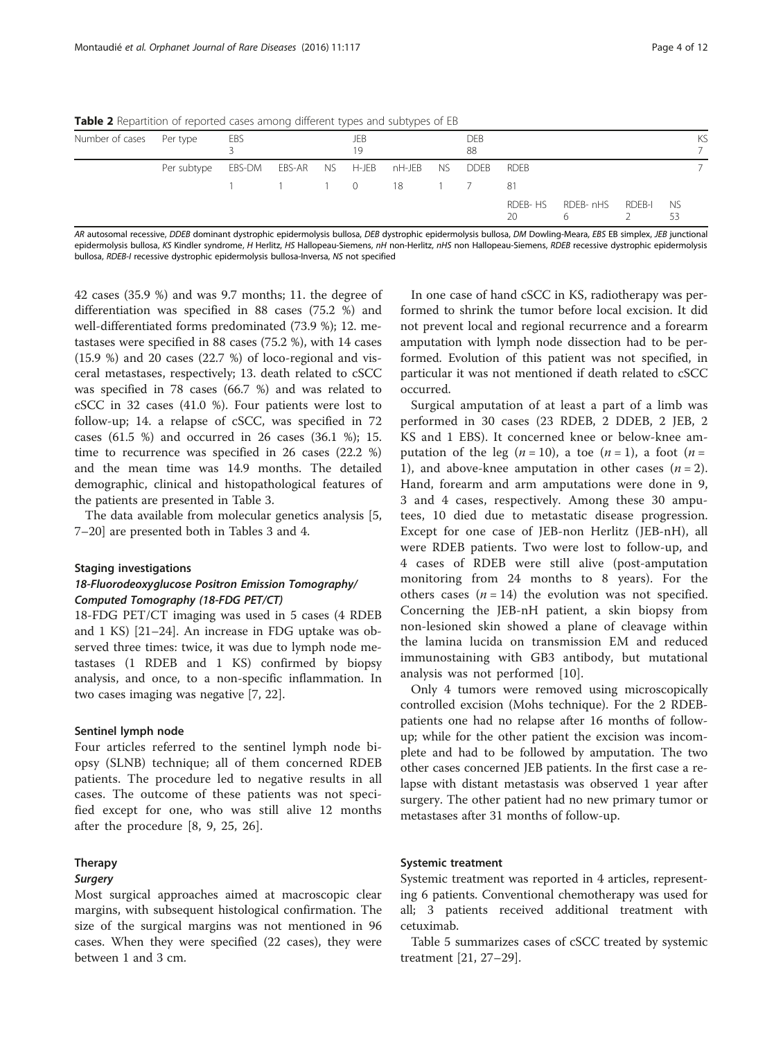**Table 2** Repartition of reported cases among different types and subtypes of EB

| Number of cases | Per type | EBS 3 | | | JEB 19 | | | DEB 88 | | | | | KS 7 |
|---|---|---|---|---|---|---|---|---|---|---|---|---|---|
| | Per subtype | EBS-DM | EBS-AR | NS | H-JEB | nH-JEB | NS | DDEB | RDEB | | | | 7 |
| | | 1 | 1 | 1 | 0 | 18 | 1 | 7 | 81 | | | | |
| | | | | | | | | | RDEB- HS 20 | RDEB- nHS 6 | RDEB-I 2 | NS 53 | |

*AR* autosomal recessive, *DDEB* dominant dystrophic epidermolysis bullosa, *DEB* dystrophic epidermolysis bullosa, *DM* Dowling-Meara, *EBS* EB simplex, *JEB* junctional epidermolysis bullosa, *KS* Kindler syndrome, *H* Herlitz, *HS* Hallopeau-Siemens, *nH* non-Herlitz, *nHS* non Hallopeau-Siemens, *RDEB* recessive dystrophic epidermolysis bullosa, *RDEB-I* recessive dystrophic epidermolysis bullosa-Inversa, *NS* not specified

42 cases (35.9 %) and was 9.7 months; 11. the degree of differentiation was specified in 88 cases (75.2 %) and well-differentiated forms predominated (73.9 %); 12. metastases were specified in 88 cases (75.2 %), with 14 cases (15.9 %) and 20 cases (22.7 %) of loco-regional and visceral metastases, respectively; 13. death related to cSCC was specified in 78 cases (66.7 %) and was related to cSCC in 32 cases (41.0 %). Four patients were lost to follow-up; 14. a relapse of cSCC, was specified in 72 cases (61.5 %) and occurred in 26 cases (36.1 %); 15. time to recurrence was specified in 26 cases (22.2 %) and the mean time was 14.9 months. The detailed demographic, clinical and histopathological features of the patients are presented in Table 3.

The data available from molecular genetics analysis [5, 7–20] are presented both in Tables 3 and 4.

### Staging investigations

#### *18-Fluorodeoxyglucose Positron Emission Tomography/ Computed Tomography (18-FDG PET/CT)*

18-FDG PET/CT imaging was used in 5 cases (4 RDEB and 1 KS) [21–24]. An increase in FDG uptake was observed three times: twice, it was due to lymph node metastases (1 RDEB and 1 KS) confirmed by biopsy analysis, and once, to a non-specific inflammation. In two cases imaging was negative [7, 22].

### Sentinel lymph node

Four articles referred to the sentinel lymph node biopsy (SLNB) technique; all of them concerned RDEB patients. The procedure led to negative results in all cases. The outcome of these patients was not specified except for one, who was still alive 12 months after the procedure [8, 9, 25, 26].

### Therapy

#### *Surgery*

Most surgical approaches aimed at macroscopic clear margins, with subsequent histological confirmation. The size of the surgical margins was not mentioned in 96 cases. When they were specified (22 cases), they were between 1 and 3 cm.

In one case of hand cSCC in KS, radiotherapy was performed to shrink the tumor before local excision. It did not prevent local and regional recurrence and a forearm amputation with lymph node dissection had to be performed. Evolution of this patient was not specified, in particular it was not mentioned if death related to cSCC occurred.

Surgical amputation of at least a part of a limb was performed in 30 cases (23 RDEB, 2 DDEB, 2 JEB, 2 KS and 1 EBS). It concerned knee or below-knee amputation of the leg ($n = 10$), a toe ($n = 1$), a foot ($n = 1$), and above-knee amputation in other cases ($n = 2$). Hand, forearm and arm amputations were done in 9, 3 and 4 cases, respectively. Among these 30 amputees, 10 died due to metastatic disease progression. Except for one case of JEB-non Herlitz (JEB-nH), all were RDEB patients. Two were lost to follow-up, and 4 cases of RDEB were still alive (post-amputation monitoring from 24 months to 8 years). For the others cases ($n = 14$) the evolution was not specified. Concerning the JEB-nH patient, a skin biopsy from non-lesioned skin showed a plane of cleavage within the lamina lucida on transmission EM and reduced immunostaining with GB3 antibody, but mutational analysis was not performed [10].

Only 4 tumors were removed using microscopically controlled excision (Mohs technique). For the 2 RDEB-patients one had no relapse after 16 months of follow-up; while for the other patient the excision was incomplete and had to be followed by amputation. The two other cases concerned JEB patients. In the first case a relapse with distant metastasis was observed 1 year after surgery. The other patient had no new primary tumor or metastases after 31 months of follow-up.

### Systemic treatment

Systemic treatment was reported in 4 articles, representing 6 patients. Conventional chemotherapy was used for all; 3 patients received additional treatment with cetuximab.

Table 5 summarizes cases of cSCC treated by systemic treatment [21, 27–29].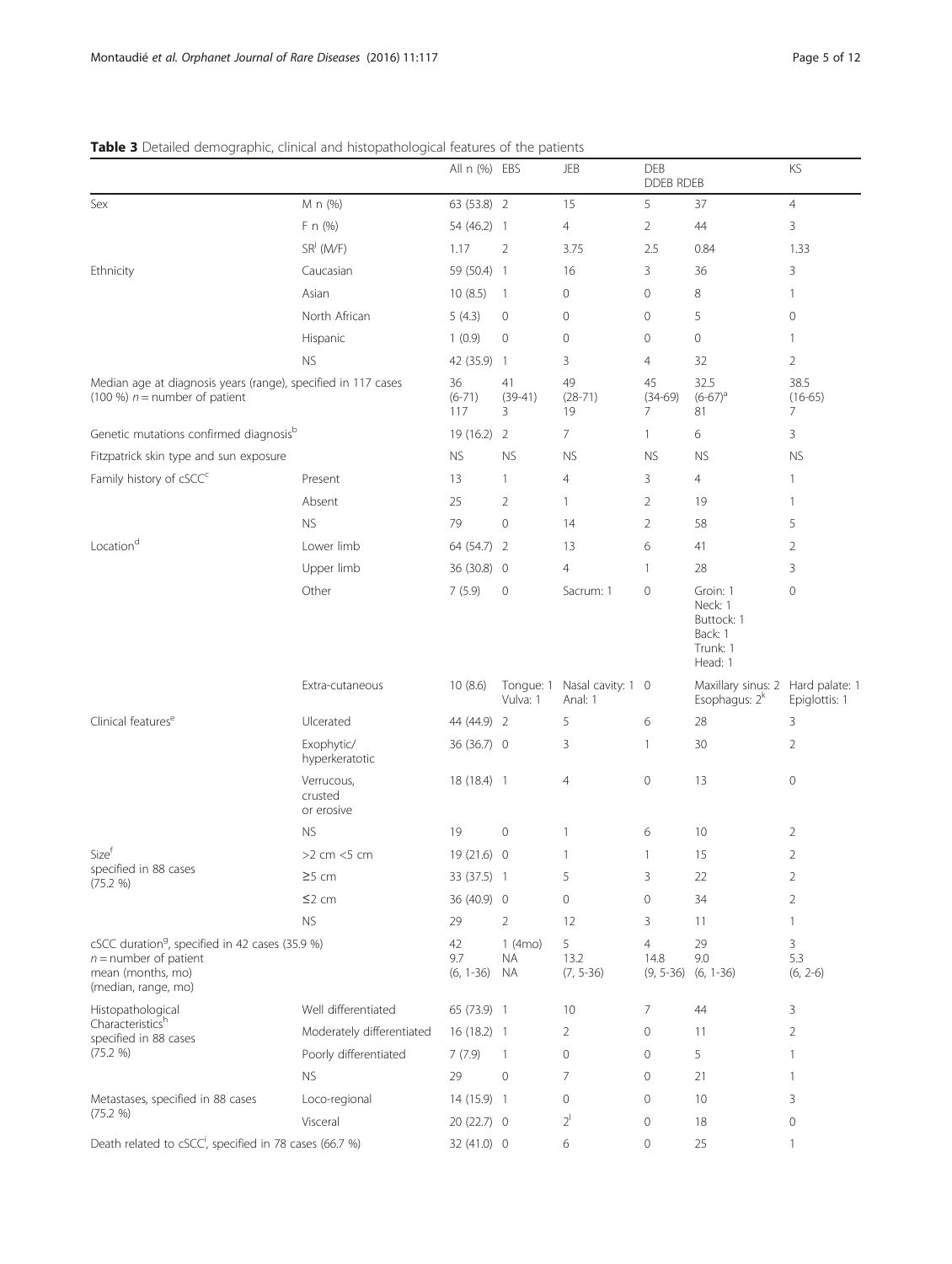**Table 3** Detailed demographic, clinical and histopathological features of the patients

| | | All n (%) | EBS | JEB | DEB | | KS |
|---|---|---|---|---|---|---|---|
| | | | | | DDEB | RDEB | |
| Sex | M n (%) | 63 (53.8) | 2 | 15 | 5 | 37 | 4 |
| | F n (%) | 54 (46.2) | 1 | 4 | 2 | 44 | 3 |
| | SR[j] (M/F) | 1.17 | 2 | 3.75 | 2.5 | 0.84 | 1.33 |
| Ethnicity | Caucasian | 59 (50.4) | 1 | 16 | 3 | 36 | 3 |
| | Asian | 10 (8.5) | 1 | 0 | 0 | 8 | 1 |
| | North African | 5 (4.3) | 0 | 0 | 0 | 5 | 0 |
| | Hispanic | 1 (0.9) | 0 | 0 | 0 | 0 | 1 |
| | NS | 42 (35.9) | 1 | 3 | 4 | 32 | 2 |
| Median age at diagnosis years (range), specified in 117 cases (100 %) $n$ = number of patient | | 36 (6-71) 117 | 41 (39-41) 3 | 49 (28-71) 19 | 45 (34-69) 7 | 32.5 (6-67)[a] 81 | 38.5 (16-65) 7 |
| Genetic mutations confirmed diagnosis[b] | | 19 (16.2) | 2 | 7 | 1 | 6 | 3 |
| Fitzpatrick skin type and sun exposure | | NS | NS | NS | NS | NS | NS |
| Family history of cSCC[c] | Present | 13 | 1 | 4 | 3 | 4 | 1 |
| | Absent | 25 | 2 | 1 | 2 | 19 | 1 |
| | NS | 79 | 0 | 14 | 2 | 58 | 5 |
| Location[d] | Lower limb | 64 (54.7) | 2 | 13 | 6 | 41 | 2 |
| | Upper limb | 36 (30.8) | 0 | 4 | 1 | 28 | 3 |
| | Other | 7 (5.9) | 0 | Sacrum: 1 | 0 | Groin: 1 Neck: 1 Buttock: 1 Back: 1 Trunk: 1 Head: 1 | 0 |
| | Extra-cutaneous | 10 (8.6) | Tongue: 1 Vulva: 1 | Nasal cavity: 1 Anal: 1 | 0 | Maxillary sinus: 2 Esophagus: 2[k] | Hard palate: 1 Epiglottis: 1 |
| Clinical features[e] | Ulcerated | 44 (44.9) | 2 | 5 | 6 | 28 | 3 |
| | Exophytic/ hyperkeratotic | 36 (36.7) | 0 | 3 | 1 | 30 | 2 |
| | Verrucous, crusted or erosive | 18 (18.4) | 1 | 4 | 0 | 13 | 0 |
| | NS | 19 | 0 | 1 | 6 | 10 | 2 |
| Size[f] specified in 88 cases (75.2 %) | >2 cm <5 cm | 19 (21.6) | 0 | 1 | 1 | 15 | 2 |
| | ≥5 cm | 33 (37.5) | 1 | 5 | 3 | 22 | 2 |
| | ≤2 cm | 36 (40.9) | 0 | 0 | 0 | 34 | 2 |
| | NS | 29 | 2 | 12 | 3 | 11 | 1 |
| cSCC duration[g], specified in 42 cases (35.9 %) $n$ = number of patient mean (months, mo) (median, range, mo) | | 42 9.7 (6, 1-36) | 1 (4mo) NA NA | 5 13.2 (7, 5-36) | 4 14.8 (9, 5-36) | 29 9.0 (6, 1-36) | 3 5.3 (6, 2-6) |
| Histopathological Characteristics[h] specified in 88 cases (75.2 %) | Well differentiated | 65 (73.9) | 1 | 10 | 7 | 44 | 3 |
| | Moderately differentiated | 16 (18.2) | 1 | 2 | 0 | 11 | 2 |
| | Poorly differentiated | 7 (7.9) | 1 | 0 | 0 | 5 | 1 |
| | NS | 29 | 0 | 7 | 0 | 21 | 1 |
| Metastases, specified in 88 cases (75.2 %) | Loco-regional | 14 (15.9) | 1 | 0 | 0 | 10 | 3 |
| | Visceral | 20 (22.7) | 0 | 2[l] | 0 | 18 | 0 |
| Death related to cSCC[i], specified in 78 cases (66.7 %) | | 32 (41.0) | 0 | 6 | 0 | 25 | 1 |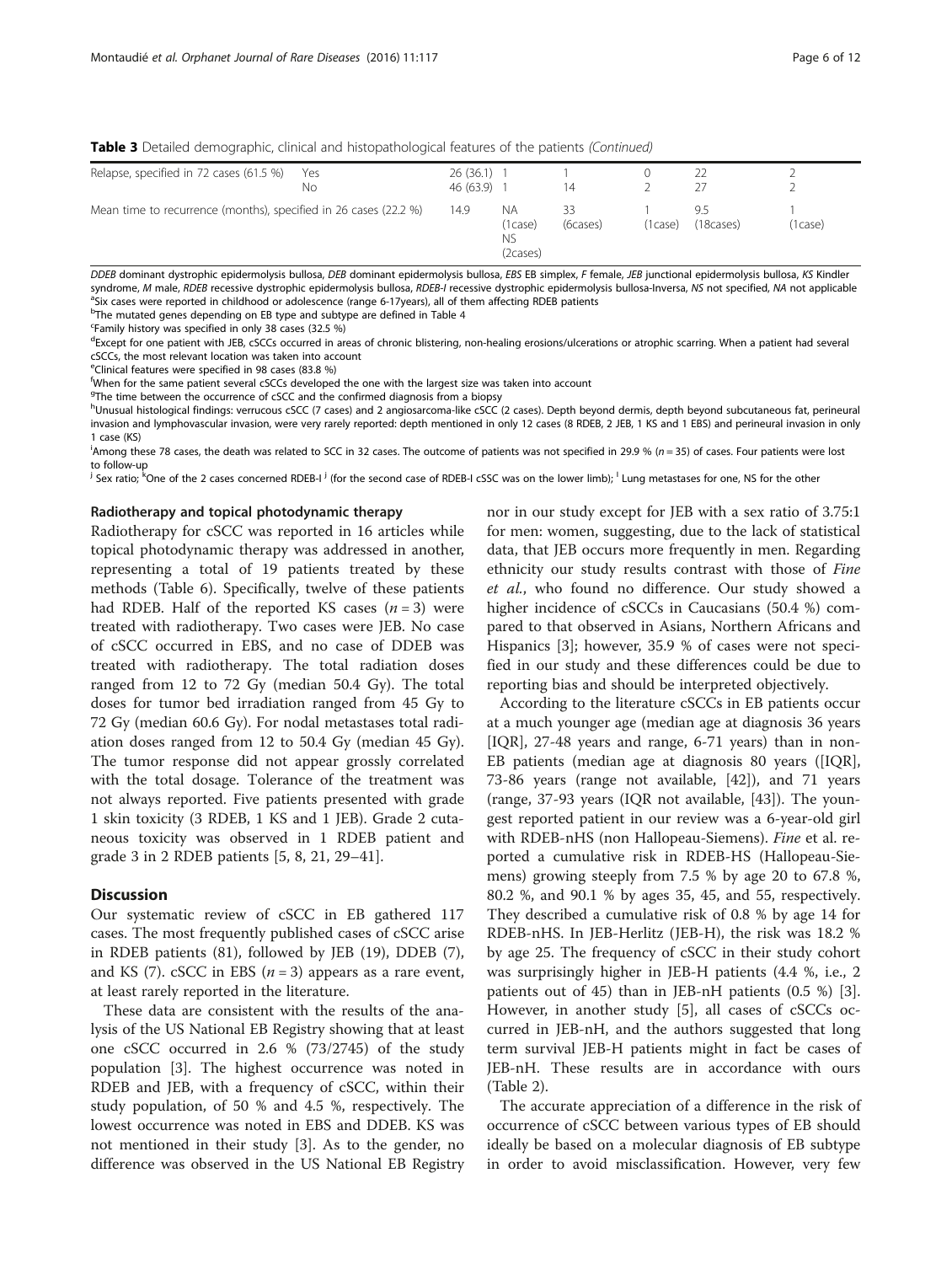**Table 3** Detailed demographic, clinical and histopathological features of the patients *(Continued)*

| | | | | | | | |
|---|---|---|---|---|---|---|---|
| Relapse, specified in 72 cases (61.5 %) | Yes | 26 (36.1) | 1 | 1 | 0 | 22 | 2 |
| | No | 46 (63.9) | 1 | 14 | 2 | 27 | 2 |
| Mean time to recurrence (months), specified in 26 cases (22.2 %) | | 14.9 | NA (1case) NS (2cases) | 33 (6cases) | 1 (1case) | 9.5 (18cases) | 1 (1case) |

*DDEB* dominant dystrophic epidermolysis bullosa, *DEB* dominant epidermolysis bullosa, *EBS* EB simplex, *F* female, *JEB* junctional epidermolysis bullosa, *KS* Kindler syndrome, *M* male, *RDEB* recessive dystrophic epidermolysis bullosa, *RDEB-I* recessive dystrophic epidermolysis bullosa-Inversa, *NS* not specified, *NA* not applicable
[a]Six cases were reported in childhood or adolescence (range 6-17years), all of them affecting RDEB patients
[b]The mutated genes depending on EB type and subtype are defined in Table 4
[c]Family history was specified in only 38 cases (32.5 %)
[d]Except for one patient with JEB, cSCCs occurred in areas of chronic blistering, non-healing erosions/ulcerations or atrophic scarring. When a patient had several cSCCs, the most relevant location was taken into account
[e]Clinical features were specified in 98 cases (83.8 %)
[f]When for the same patient several cSCCs developed the one with the largest size was taken into account
[g]The time between the occurrence of cSCC and the confirmed diagnosis from a biopsy
[h]Unusual histological findings: verrucous cSCC (7 cases) and 2 angiosarcoma-like cSCC (2 cases). Depth beyond dermis, depth beyond subcutaneous fat, perineural invasion and lymphovascular invasion, were very rarely reported: depth mentioned in only 12 cases (8 RDEB, 2 JEB, 1 KS and 1 EBS) and perineural invasion in only 1 case (KS)
[i]Among these 78 cases, the death was related to SCC in 32 cases. The outcome of patients was not specified in 29.9 % ($n = 35$) of cases. Four patients were lost to follow-up
[j] Sex ratio; [k]One of the 2 cases concerned RDEB-I [j] (for the second case of RDEB-I cSSC was on the lower limb); [l] Lung metastases for one, NS for the other

#### Radiotherapy and topical photodynamic therapy

Radiotherapy for cSCC was reported in 16 articles while topical photodynamic therapy was addressed in another, representing a total of 19 patients treated by these methods (Table 6). Specifically, twelve of these patients had RDEB. Half of the reported KS cases ($n = 3$) were treated with radiotherapy. Two cases were JEB. No case of cSCC occurred in EBS, and no case of DDEB was treated with radiotherapy. The total radiation doses ranged from 12 to 72 Gy (median 50.4 Gy). The total doses for tumor bed irradiation ranged from 45 Gy to 72 Gy (median 60.6 Gy). For nodal metastases total radiation doses ranged from 12 to 50.4 Gy (median 45 Gy). The tumor response did not appear grossly correlated with the total dosage. Tolerance of the treatment was not always reported. Five patients presented with grade 1 skin toxicity (3 RDEB, 1 KS and 1 JEB). Grade 2 cutaneous toxicity was observed in 1 RDEB patient and grade 3 in 2 RDEB patients [5, 8, 21, 29–41].

## Discussion

Our systematic review of cSCC in EB gathered 117 cases. The most frequently published cases of cSCC arise in RDEB patients (81), followed by JEB (19), DDEB (7), and KS (7). cSCC in EBS ($n = 3$) appears as a rare event, at least rarely reported in the literature.

These data are consistent with the results of the analysis of the US National EB Registry showing that at least one cSCC occurred in 2.6 % (73/2745) of the study population [3]. The highest occurrence was noted in RDEB and JEB, with a frequency of cSCC, within their study population, of 50 % and 4.5 %, respectively. The lowest occurrence was noted in EBS and DDEB. KS was not mentioned in their study [3]. As to the gender, no difference was observed in the US National EB Registry nor in our study except for JEB with a sex ratio of 3.75:1 for men: women, suggesting, due to the lack of statistical data, that JEB occurs more frequently in men. Regarding ethnicity our study results contrast with those of *Fine et al.*, who found no difference. Our study showed a higher incidence of cSCCs in Caucasians (50.4 %) compared to that observed in Asians, Northern Africans and Hispanics [3]; however, 35.9 % of cases were not specified in our study and these differences could be due to reporting bias and should be interpreted objectively.

According to the literature cSCCs in EB patients occur at a much younger age (median age at diagnosis 36 years [IQR], 27-48 years and range, 6-71 years) than in non-EB patients (median age at diagnosis 80 years ([IQR], 73-86 years (range not available, [42]), and 71 years (range, 37-93 years (IQR not available, [43]). The youngest reported patient in our review was a 6-year-old girl with RDEB-nHS (non Hallopeau-Siemens). *Fine* et al. reported a cumulative risk in RDEB-HS (Hallopeau-Siemens) growing steeply from 7.5 % by age 20 to 67.8 %, 80.2 %, and 90.1 % by ages 35, 45, and 55, respectively. They described a cumulative risk of 0.8 % by age 14 for RDEB-nHS. In JEB-Herlitz (JEB-H), the risk was 18.2 % by age 25. The frequency of cSCC in their study cohort was surprisingly higher in JEB-H patients (4.4 %, i.e., 2 patients out of 45) than in JEB-nH patients (0.5 %) [3]. However, in another study [5], all cases of cSCCs occurred in JEB-nH, and the authors suggested that long term survival JEB-H patients might in fact be cases of JEB-nH. These results are in accordance with ours (Table 2).

The accurate appreciation of a difference in the risk of occurrence of cSCC between various types of EB should ideally be based on a molecular diagnosis of EB subtype in order to avoid misclassification. However, very few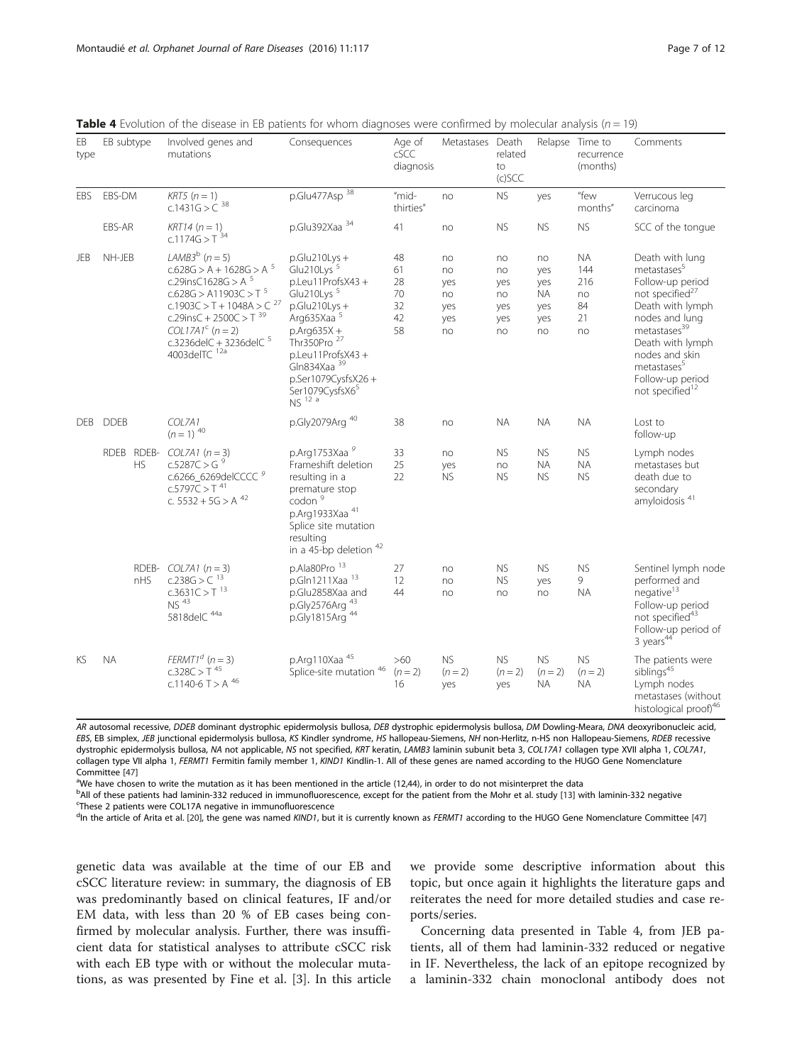**Table 4** Evolution of the disease in EB patients for whom diagnoses were confirmed by molecular analysis ($n = 19$)

| EB type | EB subtype | | Involved genes and mutations | Consequences | Age of cSCC diagnosis | Metastases | Death related to (c)SCC | Relapse | Time to recurrence (months) | Comments |
|---|---|---|---|---|---|---|---|---|---|---|
| EBS | EBS-DM | | *KRT5* ($n = 1$)<br>c.1431G > C [38] | p.Glu477Asp [38] | "mid-thirties" | no | NS | yes | "few months" | Verrucous leg carcinoma |
| | EBS-AR | | *KRT14* ($n = 1$)<br>c.1174G > T [34] | p.Glu392Xaa [34] | 41 | no | NS | NS | NS | SCC of the tongue |
| JEB | NH-JEB | | *LAMB3*[b] ($n = 5$)<br>c.628G > A + 1628G > A [5]<br>c.29insC1628G > A [5]<br>c.628G > A11903C > T [5]<br>c.1903C > T + 1048A > C [27]<br>c.29insC + 2500C > T [39]<br>*COL17A1*[c] ($n = 2$)<br>c.3236delC + 3236delC [5]<br>4003delTC [12a] | p.Glu210Lys + Glu210Lys [5]<br>p.Leu11ProfsX43 + Glu210Lys [5]<br>p.Glu210Lys + Arg635Xaa [5]<br>p.Arg635X + Thr350Pro [27]<br>p.Leu11ProfsX43 + Gln834Xaa [39]<br>p.Ser1079CysfsX26 + Ser1079CysfsX6[5]<br>NS [12 a] | 48<br>61<br>28<br>70<br>32<br>42<br>58 | no<br>no<br>yes<br>no<br>yes<br>yes<br>no | no<br>no<br>yes<br>no<br>yes<br>yes<br>no | no<br>yes<br>yes<br>NA<br>yes<br>yes<br>no | NA<br>144<br>216<br>no<br>84<br>21<br>no | Death with lung metastases[5]<br>Follow-up period not specified[27]<br>Death with lymph nodes and lung metastases[39]<br>Death with lymph nodes and skin metastases[5]<br>Follow-up period not specified[12] |
| DEB | DDEB | | *COL7A1* ($n = 1$) [40] | p.Gly2079Arg [40] | 38 | no | NA | NA | NA | Lost to follow-up |
| | RDEB | RDEB-HS | *COL7A1* ($n = 3$)<br>c.5287C > G [9]<br>c.6266_6269delCCCC [9]<br>c.5797C > T [41]<br>c. 5532 + 5G > A [42] | p.Arg1753Xaa [9]<br>Frameshift deletion resulting in a premature stop codon [9]<br>p.Arg1933Xaa [41]<br>Splice site mutation resulting in a 45-bp deletion [42] | 33<br>25<br>22 | no<br>yes<br>NS | NS<br>no<br>NS | NS<br>NA<br>NS | NS<br>NA<br>NS | Lymph nodes metastases but death due to secondary amyloidosis [41] |
| | | RDEB-nHS | *COL7A1* ($n = 3$)<br>c.238G > C [13]<br>c.3631C > T [13]<br>NS [43]<br>5818delC [44a] | p.Ala80Pro [13]<br>p.Gln1211Xaa [13]<br>p.Glu2858Xaa and p.Gly2576Arg [43]<br>p.Gly1815Arg [44] | 27<br>12<br>44 | no<br>no<br>no | NS<br>NS<br>no | NS<br>yes<br>no | NS<br>9<br>NA | Sentinel lymph node performed and negative[13]<br>Follow-up period not specified[43]<br>Follow-up period of 3 years[44] |
| KS | NA | | *FERMT1*[d] ($n = 3$)<br>c.328C > T [45]<br>c.1140-6 T > A [46] | p.Arg110Xaa [45]<br>Splice-site mutation [46] | >60 ($n = 2$)<br>16 | NS ($n = 2$)<br>yes | NS ($n = 2$)<br>yes | NS ($n = 2$)<br>NA | NS ($n = 2$)<br>NA | The patients were siblings[45]<br>Lymph nodes metastases (without histological proof)[46] |

*AR* autosomal recessive, *DDEB* dominant dystrophic epidermolysis bullosa, *DEB* dystrophic epidermolysis bullosa, *DM* Dowling-Meara, *DNA* deoxyribonucleic acid, *EBS*, EB simplex, *JEB* junctional epidermolysis bullosa, *KS* Kindler syndrome, *HS* hallopeau-Siemens, *NH* non-Herlitz, n-HS non Hallopeau-Siemens, *RDEB* recessive dystrophic epidermolysis bullosa, *NA* not applicable, *NS* not specified, *KRT* keratin, *LAMB3* laminin subunit beta 3, *COL17A1* collagen type XVII alpha 1, *COL7A1*, collagen type VII alpha 1, *FERMT1* Fermitin family member 1, *KIND1* Kindlin-1. All of these genes are named according to the HUGO Gene Nomenclature Committee [47]

[a]We have chosen to write the mutation as it has been mentioned in the article (12,44), in order to do not misinterpret the data

[b]All of these patients had laminin-332 reduced in immunofluorescence, except for the patient from the Mohr et al. study [13] with laminin-332 negative

[c]These 2 patients were COL17A negative in immunofluorescence

[d]In the article of Arita et al. [20], the gene was named *KIND1*, but it is currently known as *FERMT1* according to the HUGO Gene Nomenclature Committee [47]

genetic data was available at the time of our EB and cSCC literature review: in summary, the diagnosis of EB was predominantly based on clinical features, IF and/or EM data, with less than 20 % of EB cases being confirmed by molecular analysis. Further, there was insufficient data for statistical analyses to attribute cSCC risk with each EB type with or without the molecular mutations, as was presented by Fine et al. [3]. In this article we provide some descriptive information about this topic, but once again it highlights the literature gaps and reiterates the need for more detailed studies and case reports/series.

Concerning data presented in Table 4, from JEB patients, all of them had laminin-332 reduced or negative in IF. Nevertheless, the lack of an epitope recognized by a laminin-332 chain monoclonal antibody does not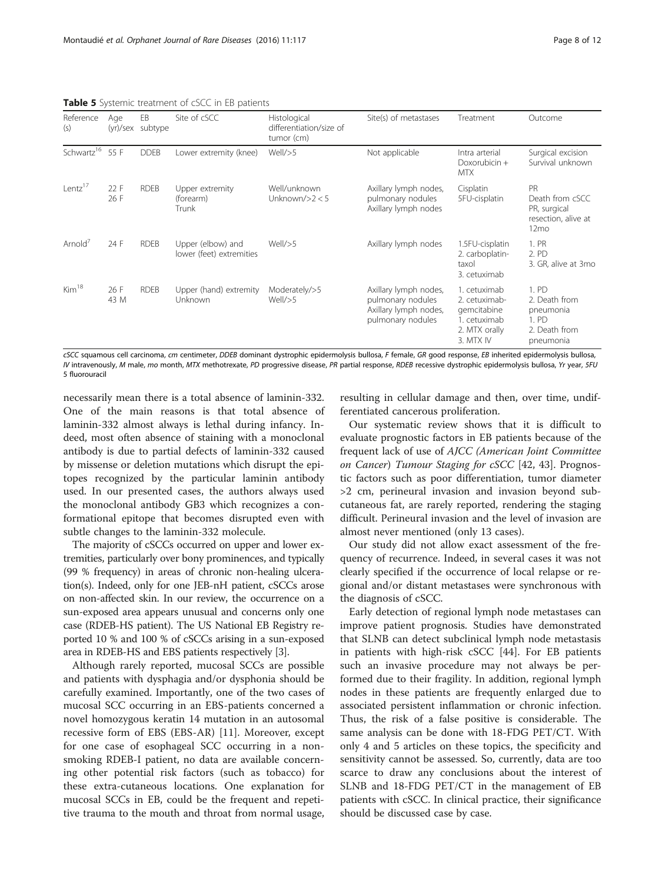**Table 5** Systemic treatment of cSCC in EB patients

| Reference (s) | Age (yr)/sex | EB subtype | Site of cSCC | Histological differentiation/size of tumor (cm) | Site(s) of metastases | Treatment | Outcome |
|---|---|---|---|---|---|---|---|
| Schwartz[16] | 55 F | DDEB | Lower extremity (knee) | Well/>5 | Not applicable | Intra arterial Doxorubicin + MTX | Surgical excision Survival unknown |
| Lentz[17] | 22 F<br>26 F | RDEB | Upper extremity (forearm)<br>Trunk | Well/unknown<br>Unknown/>2 < 5 | Axillary lymph nodes, pulmonary nodules<br>Axillary lymph nodes | Cisplatin<br>5FU-cisplatin | PR<br>Death from cSCC<br>PR, surgical resection, alive at 12mo |
| Arnold[7] | 24 F | RDEB | Upper (elbow) and lower (feet) extremities | Well/>5 | Axillary lymph nodes | 1.5FU-cisplatin<br>2. carboplatin-taxol<br>3. cetuximab | 1. PR<br>2. PD<br>3. GR, alive at 3mo |
| Kim[18] | 26 F<br>43 M | RDEB | Upper (hand) extremity<br>Unknown | Moderately/>5<br>Well/>5 | Axillary lymph nodes, pulmonary nodules<br>Axillary lymph nodes, pulmonary nodules | 1. cetuximab<br>2. cetuximab-gemcitabine<br>1. cetuximab<br>2. MTX orally<br>3. MTX IV | 1. PD<br>2. Death from pneumonia<br>1. PD<br>2. Death from pneumonia |

*cSCC* squamous cell carcinoma, *cm* centimeter, *DDEB* dominant dystrophic epidermolysis bullosa, *F* female, *GR* good response, *EB* inherited epidermolysis bullosa, *IV* intravenously, *M* male, *mo* month, *MTX* methotrexate, *PD* progressive disease, *PR* partial response, *RDEB* recessive dystrophic epidermolysis bullosa, *Yr* year, *5FU* 5 fluorouracil

necessarily mean there is a total absence of laminin-332. One of the main reasons is that total absence of laminin-332 almost always is lethal during infancy. Indeed, most often absence of staining with a monoclonal antibody is due to partial defects of laminin-332 caused by missense or deletion mutations which disrupt the epitopes recognized by the particular laminin antibody used. In our presented cases, the authors always used the monoclonal antibody GB3 which recognizes a conformational epitope that becomes disrupted even with subtle changes to the laminin-332 molecule.

The majority of cSCCs occurred on upper and lower extremities, particularly over bony prominences, and typically (99 % frequency) in areas of chronic non-healing ulceration(s). Indeed, only for one JEB-nH patient, cSCCs arose on non-affected skin. In our review, the occurrence on a sun-exposed area appears unusual and concerns only one case (RDEB-HS patient). The US National EB Registry reported 10 % and 100 % of cSCCs arising in a sun-exposed area in RDEB-HS and EBS patients respectively [3].

Although rarely reported, mucosal SCCs are possible and patients with dysphagia and/or dysphonia should be carefully examined. Importantly, one of the two cases of mucosal SCC occurring in an EBS-patients concerned a novel homozygous keratin 14 mutation in an autosomal recessive form of EBS (EBS-AR) [11]. Moreover, except for one case of esophageal SCC occurring in a non-smoking RDEB-I patient, no data are available concerning other potential risk factors (such as tobacco) for these extra-cutaneous locations. One explanation for mucosal SCCs in EB, could be the frequent and repetitive trauma to the mouth and throat from normal usage, resulting in cellular damage and then, over time, undifferentiated cancerous proliferation.

Our systematic review shows that it is difficult to evaluate prognostic factors in EB patients because of the frequent lack of use of *AJCC (American Joint Committee on Cancer) Tumour Staging for cSCC* [42, 43]. Prognostic factors such as poor differentiation, tumor diameter >2 cm, perineural invasion and invasion beyond subcutaneous fat, are rarely reported, rendering the staging difficult. Perineural invasion and the level of invasion are almost never mentioned (only 13 cases).

Our study did not allow exact assessment of the frequency of recurrence. Indeed, in several cases it was not clearly specified if the occurrence of local relapse or regional and/or distant metastases were synchronous with the diagnosis of cSCC.

Early detection of regional lymph node metastases can improve patient prognosis. Studies have demonstrated that SLNB can detect subclinical lymph node metastasis in patients with high-risk cSCC [44]. For EB patients such an invasive procedure may not always be performed due to their fragility. In addition, regional lymph nodes in these patients are frequently enlarged due to associated persistent inflammation or chronic infection. Thus, the risk of a false positive is considerable. The same analysis can be done with 18-FDG PET/CT. With only 4 and 5 articles on these topics, the specificity and sensitivity cannot be assessed. So, currently, data are too scarce to draw any conclusions about the interest of SLNB and 18-FDG PET/CT in the management of EB patients with cSCC. In clinical practice, their significance should be discussed case by case.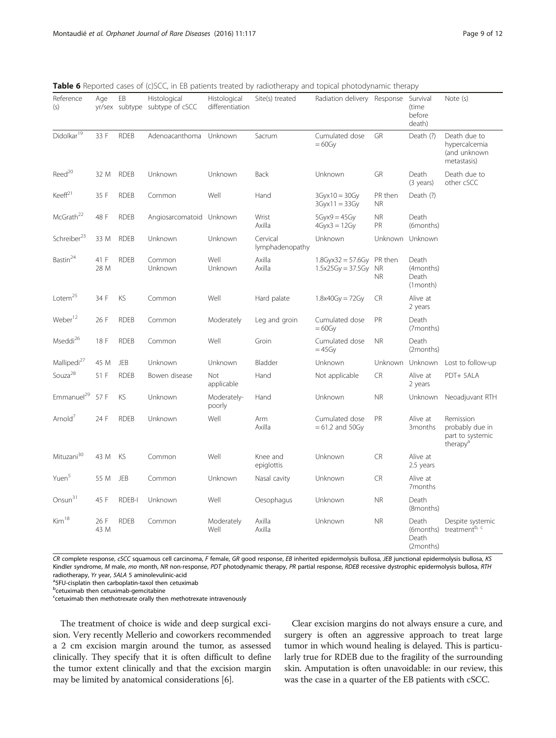**Table 6** Reported cases of (c)SCC, in EB patients treated by radiotherapy and topical photodynamic therapy

| Reference (s) | Age yr/sex | EB subtype | Histological subtype of cSCC | Histological differentiation | Site(s) treated | Radiation delivery | Response | Survival (time before death) | Note (s) |
|---|---|---|---|---|---|---|---|---|---|
| Didolkar[19] | 33 F | RDEB | Adenoacanthoma | Unknown | Sacrum | Cumulated dose = 60Gy | GR | Death (?) | Death due to hypercalcemia (and unknown metastasis) |
| Reed[20] | 32 M | RDEB | Unknown | Unknown | Back | Unknown | GR | Death (3 years) | Death due to other cSCC |
| Keeff[21] | 35 F | RDEB | Common | Well | Hand | 3Gyx10 = 30Gy<br>3Gyx11 = 33Gy | PR then NR | Death (?) | |
| McGrath[22] | 48 F | RDEB | Angiosarcomatoid | Unknown | Wrist<br>Axilla | 5Gyx9 = 45Gy<br>4Gyx3 = 12Gy | NR<br>PR | Death (6months) | |
| Schreiber[23] | 33 M | RDEB | Unknown | Unknown | Cervical lymphadenopathy | Unknown | Unknown | Unknown | |
| Bastin[24] | 41 F<br>28 M | RDEB | Common<br>Unknown | Well<br>Unknown | Axilla<br>Axilla | 1.8Gyx32 = 57.6Gy<br>1.5x25Gy = 37.5Gy | PR then NR<br>NR | Death (4months)<br>Death (1month) | |
| Lotem[25] | 34 F | KS | Common | Well | Hard palate | 1.8x40Gy = 72Gy | CR | Alive at 2 years | |
| Weber[12] | 26 F | RDEB | Common | Moderately | Leg and groin | Cumulated dose = 60Gy | PR | Death (7months) | |
| Mseddi[26] | 18 F | RDEB | Common | Well | Groin | Cumulated dose = 45Gy | NR | Death (2months) | |
| Mallipedi[27] | 45 M | JEB | Unknown | Unknown | Bladder | Unknown | Unknown | Unknown | Lost to follow-up |
| Souza[28] | 51 F | RDEB | Bowen disease | Not applicable | Hand | Not applicable | CR | Alive at 2 years | PDT+ 5ALA |
| Emmanuel[29] | 57 F | KS | Unknown | Moderately-poorly | Hand | Unknown | NR | Unknown | Neoadjuvant RTH |
| Arnold[7] | 24 F | RDEB | Unknown | Well | Arm<br>Axilla | Cumulated dose = 61.2 and 50Gy | PR | Alive at 3months | Remission probably due in part to systemic therapy[a] |
| Mituzani[30] | 43 M | KS | Common | Well | Knee and epiglottis | Unknown | CR | Alive at 2.5 years | |
| Yuen[5] | 55 M | JEB | Common | Unknown | Nasal cavity | Unknown | CR | Alive at 7months | |
| Onsun[31] | 45 F | RDEB-I | Unknown | Well | Oesophagus | Unknown | NR | Death (8months) | |
| Kim[18] | 26 F<br>43 M | RDEB | Common | Moderately<br>Well | Axilla<br>Axilla | Unknown | NR | Death (6months)<br>Death (2months) | Despite systemic treatment[b, c] |

*CR* complete response, *cSCC* squamous cell carcinoma, *F* female, *GR* good response, *EB* inherited epidermolysis bullosa, *JEB* junctional epidermolysis bullosa, *KS* Kindler syndrome, *M* male, *mo* month, *NR* non-response, *PDT* photodynamic therapy, *PR* partial response, *RDEB* recessive dystrophic epidermolysis bullosa, *RTH* radiotherapy, *Yr* year, *5ALA* 5 aminolevulinic-acid

[a]5FU-cisplatin then carboplatin-taxol then cetuximab

[b]cetuximab then cetuximab-gemcitabine

[c]cetuximab then methotrexate orally then methotrexate intravenously

The treatment of choice is wide and deep surgical excision. Very recently Mellerio and coworkers recommended a 2 cm excision margin around the tumor, as assessed clinically. They specify that it is often difficult to define the tumor extent clinically and that the excision margin may be limited by anatomical considerations [6].

Clear excision margins do not always ensure a cure, and surgery is often an aggressive approach to treat large tumor in which wound healing is delayed. This is particularly true for RDEB due to the fragility of the surrounding skin. Amputation is often unavoidable: in our review, this was the case in a quarter of the EB patients with cSCC.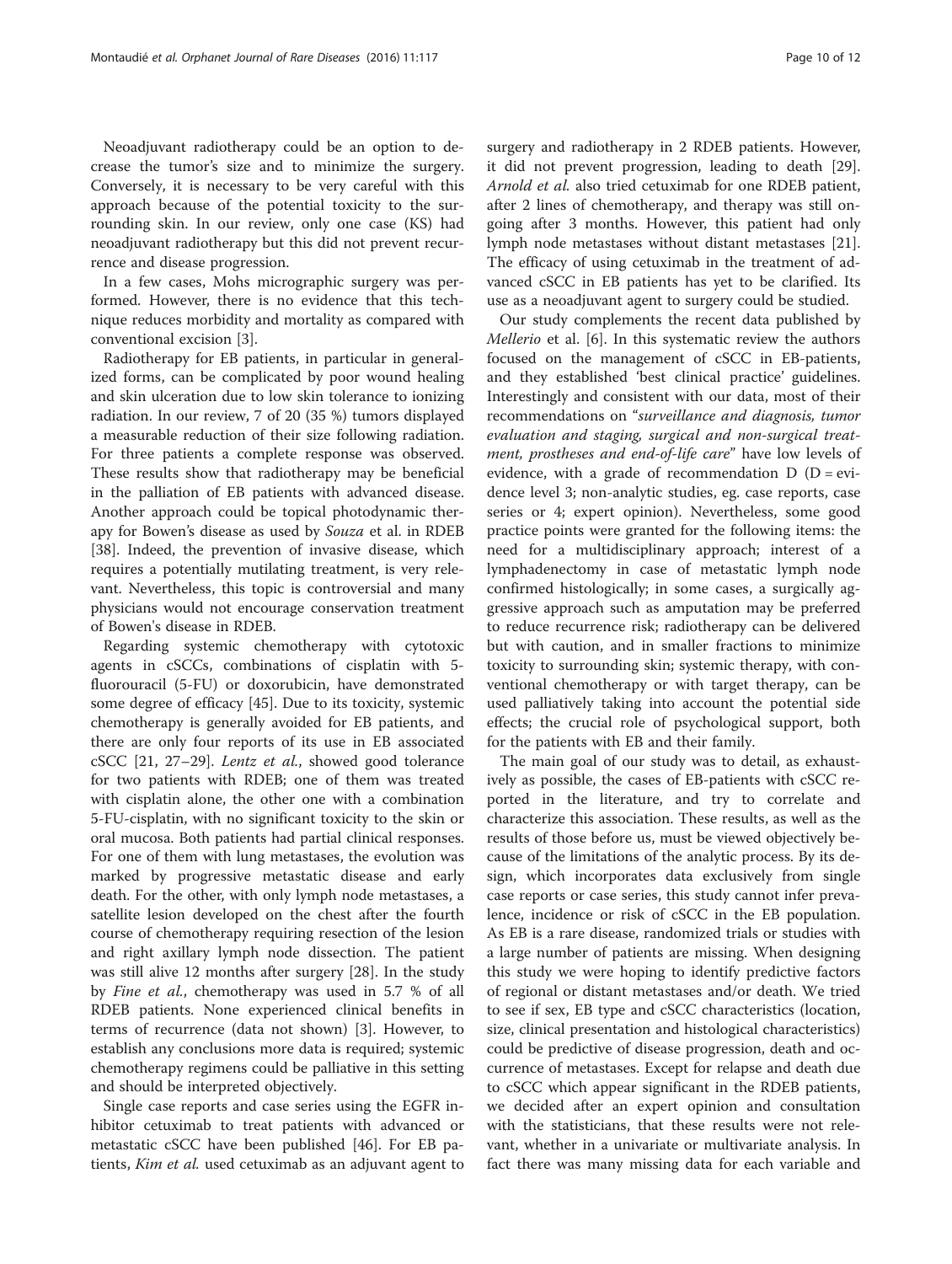Neoadjuvant radiotherapy could be an option to decrease the tumor's size and to minimize the surgery. Conversely, it is necessary to be very careful with this approach because of the potential toxicity to the surrounding skin. In our review, only one case (KS) had neoadjuvant radiotherapy but this did not prevent recurrence and disease progression.

In a few cases, Mohs micrographic surgery was performed. However, there is no evidence that this technique reduces morbidity and mortality as compared with conventional excision [3].

Radiotherapy for EB patients, in particular in generalized forms, can be complicated by poor wound healing and skin ulceration due to low skin tolerance to ionizing radiation. In our review, 7 of 20 (35 %) tumors displayed a measurable reduction of their size following radiation. For three patients a complete response was observed. These results show that radiotherapy may be beneficial in the palliation of EB patients with advanced disease. Another approach could be topical photodynamic therapy for Bowen's disease as used by *Souza* et al. in RDEB [38]. Indeed, the prevention of invasive disease, which requires a potentially mutilating treatment, is very relevant. Nevertheless, this topic is controversial and many physicians would not encourage conservation treatment of Bowen's disease in RDEB.

Regarding systemic chemotherapy with cytotoxic agents in cSCCs, combinations of cisplatin with 5-fluorouracil (5-FU) or doxorubicin, have demonstrated some degree of efficacy [45]. Due to its toxicity, systemic chemotherapy is generally avoided for EB patients, and there are only four reports of its use in EB associated cSCC [21, 27–29]. *Lentz et al.*, showed good tolerance for two patients with RDEB; one of them was treated with cisplatin alone, the other one with a combination 5-FU-cisplatin, with no significant toxicity to the skin or oral mucosa. Both patients had partial clinical responses. For one of them with lung metastases, the evolution was marked by progressive metastatic disease and early death. For the other, with only lymph node metastases, a satellite lesion developed on the chest after the fourth course of chemotherapy requiring resection of the lesion and right axillary lymph node dissection. The patient was still alive 12 months after surgery [28]. In the study by *Fine et al.*, chemotherapy was used in 5.7 % of all RDEB patients. None experienced clinical benefits in terms of recurrence (data not shown) [3]. However, to establish any conclusions more data is required; systemic chemotherapy regimens could be palliative in this setting and should be interpreted objectively.

Single case reports and case series using the EGFR inhibitor cetuximab to treat patients with advanced or metastatic cSCC have been published [46]. For EB patients, *Kim et al.* used cetuximab as an adjuvant agent to surgery and radiotherapy in 2 RDEB patients. However, it did not prevent progression, leading to death [29]. *Arnold et al.* also tried cetuximab for one RDEB patient, after 2 lines of chemotherapy, and therapy was still ongoing after 3 months. However, this patient had only lymph node metastases without distant metastases [21]. The efficacy of using cetuximab in the treatment of advanced cSCC in EB patients has yet to be clarified. Its use as a neoadjuvant agent to surgery could be studied.

Our study complements the recent data published by *Mellerio* et al. [6]. In this systematic review the authors focused on the management of cSCC in EB-patients, and they established 'best clinical practice' guidelines. Interestingly and consistent with our data, most of their recommendations on "*surveillance and diagnosis, tumor evaluation and staging, surgical and non-surgical treatment, prostheses and end-of-life care*" have low levels of evidence, with a grade of recommendation D (D = evidence level 3; non-analytic studies, eg. case reports, case series or 4; expert opinion). Nevertheless, some good practice points were granted for the following items: the need for a multidisciplinary approach; interest of a lymphadenectomy in case of metastatic lymph node confirmed histologically; in some cases, a surgically aggressive approach such as amputation may be preferred to reduce recurrence risk; radiotherapy can be delivered but with caution, and in smaller fractions to minimize toxicity to surrounding skin; systemic therapy, with conventional chemotherapy or with target therapy, can be used palliatively taking into account the potential side effects; the crucial role of psychological support, both for the patients with EB and their family.

The main goal of our study was to detail, as exhaustively as possible, the cases of EB-patients with cSCC reported in the literature, and try to correlate and characterize this association. These results, as well as the results of those before us, must be viewed objectively because of the limitations of the analytic process. By its design, which incorporates data exclusively from single case reports or case series, this study cannot infer prevalence, incidence or risk of cSCC in the EB population. As EB is a rare disease, randomized trials or studies with a large number of patients are missing. When designing this study we were hoping to identify predictive factors of regional or distant metastases and/or death. We tried to see if sex, EB type and cSCC characteristics (location, size, clinical presentation and histological characteristics) could be predictive of disease progression, death and occurrence of metastases. Except for relapse and death due to cSCC which appear significant in the RDEB patients, we decided after an expert opinion and consultation with the statisticians, that these results were not relevant, whether in a univariate or multivariate analysis. In fact there was many missing data for each variable and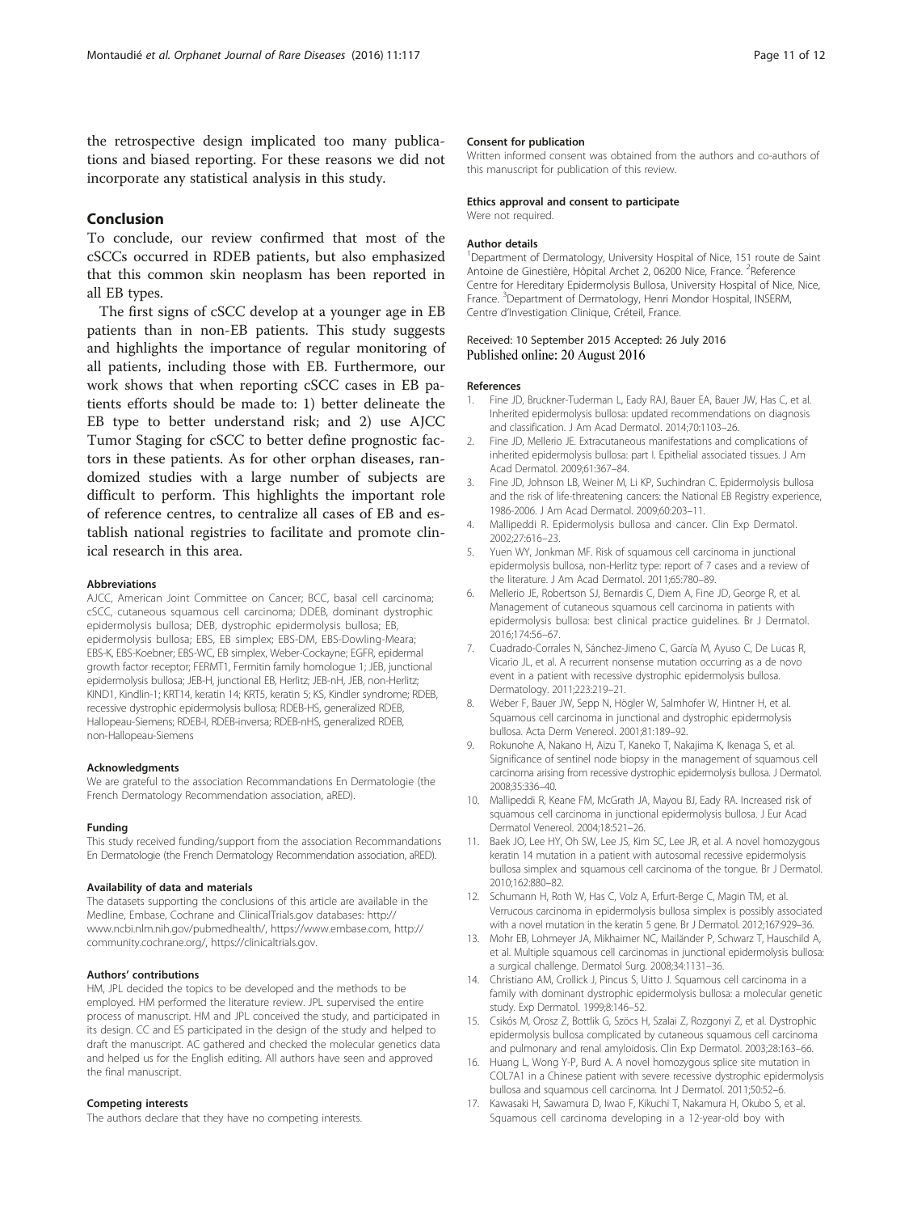the retrospective design implicated too many publications and biased reporting. For these reasons we did not incorporate any statistical analysis in this study.

## Conclusion

To conclude, our review confirmed that most of the cSCCs occurred in RDEB patients, but also emphasized that this common skin neoplasm has been reported in all EB types.

The first signs of cSCC develop at a younger age in EB patients than in non-EB patients. This study suggests and highlights the importance of regular monitoring of all patients, including those with EB. Furthermore, our work shows that when reporting cSCC cases in EB patients efforts should be made to: 1) better delineate the EB type to better understand risk; and 2) use AJCC Tumor Staging for cSCC to better define prognostic factors in these patients. As for other orphan diseases, randomized studies with a large number of subjects are difficult to perform. This highlights the important role of reference centres, to centralize all cases of EB and establish national registries to facilitate and promote clinical research in this area.

#### Abbreviations

AJCC, American Joint Committee on Cancer; BCC, basal cell carcinoma; cSCC, cutaneous squamous cell carcinoma; DDEB, dominant dystrophic epidermolysis bullosa; DEB, dystrophic epidermolysis bullosa; EB, epidermolysis bullosa; EBS, EB simplex; EBS-DM, EBS-Dowling-Meara; EBS-K, EBS-Koebner; EBS-WC, EB simplex, Weber-Cockayne; EGFR, epidermal growth factor receptor; FERMT1, Fermitin family homologue 1; JEB, junctional epidermolysis bullosa; JEB-H, junctional EB, Herlitz; JEB-nH, JEB, non-Herlitz; KIND1, Kindlin-1; KRT14, keratin 14; KRT5, keratin 5; KS, Kindler syndrome; RDEB, recessive dystrophic epidermolysis bullosa; RDEB-HS, generalized RDEB, Hallopeau-Siemens; RDEB-I, RDEB-inversa; RDEB-nHS, generalized RDEB, non-Hallopeau-Siemens

#### Acknowledgments

We are grateful to the association Recommandations En Dermatologie (the French Dermatology Recommendation association, aRED).

#### Funding

This study received funding/support from the association Recommandations En Dermatologie (the French Dermatology Recommendation association, aRED).

#### Availability of data and materials

The datasets supporting the conclusions of this article are available in the Medline, Embase, Cochrane and ClinicalTrials.gov databases: http://www.ncbi.nlm.nih.gov/pubmedhealth/, https://www.embase.com, http://community.cochrane.org/, https://clinicaltrials.gov.

#### Authors' contributions

HM, JPL decided the topics to be developed and the methods to be employed. HM performed the literature review. JPL supervised the entire process of manuscript. HM and JPL conceived the study, and participated in its design. CC and ES participated in the design of the study and helped to draft the manuscript. AC gathered and checked the molecular genetics data and helped us for the English editing. All authors have seen and approved the final manuscript.

#### Competing interests

The authors declare that they have no competing interests.

#### Consent for publication

Written informed consent was obtained from the authors and co-authors of this manuscript for publication of this review.

#### Ethics approval and consent to participate

Were not required.

#### Author details

[1]Department of Dermatology, University Hospital of Nice, 151 route de Saint Antoine de Ginestière, Hôpital Archet 2, 06200 Nice, France. [2]Reference Centre for Hereditary Epidermolysis Bullosa, University Hospital of Nice, Nice, France. [3]Department of Dermatology, Henri Mondor Hospital, INSERM, Centre d'Investigation Clinique, Créteil, France.

Received: 10 September 2015 Accepted: 26 July 2016
Published online: 20 August 2016

#### References

1. Fine JD, Bruckner-Tuderman L, Eady RAJ, Bauer EA, Bauer JW, Has C, et al. Inherited epidermolysis bullosa: updated recommendations on diagnosis and classification. J Am Acad Dermatol. 2014;70:1103–26.
2. Fine JD, Mellerio JE. Extracutaneous manifestations and complications of inherited epidermolysis bullosa: part I. Epithelial associated tissues. J Am Acad Dermatol. 2009;61:367–84.
3. Fine JD, Johnson LB, Weiner M, Li KP, Suchindran C. Epidermolysis bullosa and the risk of life-threatening cancers: the National EB Registry experience, 1986-2006. J Am Acad Dermatol. 2009;60:203–11.
4. Mallipeddi R. Epidermolysis bullosa and cancer. Clin Exp Dermatol. 2002;27:616–23.
5. Yuen WY, Jonkman MF. Risk of squamous cell carcinoma in junctional epidermolysis bullosa, non-Herlitz type: report of 7 cases and a review of the literature. J Am Acad Dermatol. 2011;65:780–89.
6. Mellerio JE, Robertson SJ, Bernardis C, Diem A, Fine JD, George R, et al. Management of cutaneous squamous cell carcinoma in patients with epidermolysis bullosa: best clinical practice guidelines. Br J Dermatol. 2016;174:56–67.
7. Cuadrado-Corrales N, Sánchez-Jimeno C, García M, Ayuso C, De Lucas R, Vicario JL, et al. A recurrent nonsense mutation occurring as a de novo event in a patient with recessive dystrophic epidermolysis bullosa. Dermatology. 2011;223:219–21.
8. Weber F, Bauer JW, Sepp N, Högler W, Salmhofer W, Hintner H, et al. Squamous cell carcinoma in junctional and dystrophic epidermolysis bullosa. Acta Derm Venereol. 2001;81:189–92.
9. Rokunohe A, Nakano H, Aizu T, Kaneko T, Nakajima K, Ikenaga S, et al. Significance of sentinel node biopsy in the management of squamous cell carcinoma arising from recessive dystrophic epidermolysis bullosa. J Dermatol. 2008;35:336–40.
10. Mallipeddi R, Keane FM, McGrath JA, Mayou BJ, Eady RA. Increased risk of squamous cell carcinoma in junctional epidermolysis bullosa. J Eur Acad Dermatol Venereol. 2004;18:521–26.
11. Baek JO, Lee HY, Oh SW, Lee JS, Kim SC, Lee JR, et al. A novel homozygous keratin 14 mutation in a patient with autosomal recessive epidermolysis bullosa simplex and squamous cell carcinoma of the tongue. Br J Dermatol. 2010;162:880–82.
12. Schumann H, Roth W, Has C, Volz A, Erfurt-Berge C, Magin TM, et al. Verrucous carcinoma in epidermolysis bullosa simplex is possibly associated with a novel mutation in the keratin 5 gene. Br J Dermatol. 2012;167:929–36.
13. Mohr EB, Lohmeyer JA, Mikhaimer NC, Mailänder P, Schwarz T, Hauschild A, et al. Multiple squamous cell carcinomas in junctional epidermolysis bullosa: a surgical challenge. Dermatol Surg. 2008;34:1131–36.
14. Christiano AM, Crollick J, Pincus S, Uitto J. Squamous cell carcinoma in a family with dominant dystrophic epidermolysis bullosa: a molecular genetic study. Exp Dermatol. 1999;8:146–52.
15. Csikós M, Orosz Z, Bottlik G, Szöcs H, Szalai Z, Rozgonyi Z, et al. Dystrophic epidermolysis bullosa complicated by cutaneous squamous cell carcinoma and pulmonary and renal amyloidosis. Clin Exp Dermatol. 2003;28:163–66.
16. Huang L, Wong Y-P, Burd A. A novel homozygous splice site mutation in COL7A1 in a Chinese patient with severe recessive dystrophic epidermolysis bullosa and squamous cell carcinoma. Int J Dermatol. 2011;50:52–6.
17. Kawasaki H, Sawamura D, Iwao F, Kikuchi T, Nakamura H, Okubo S, et al. Squamous cell carcinoma developing in a 12-year-old boy with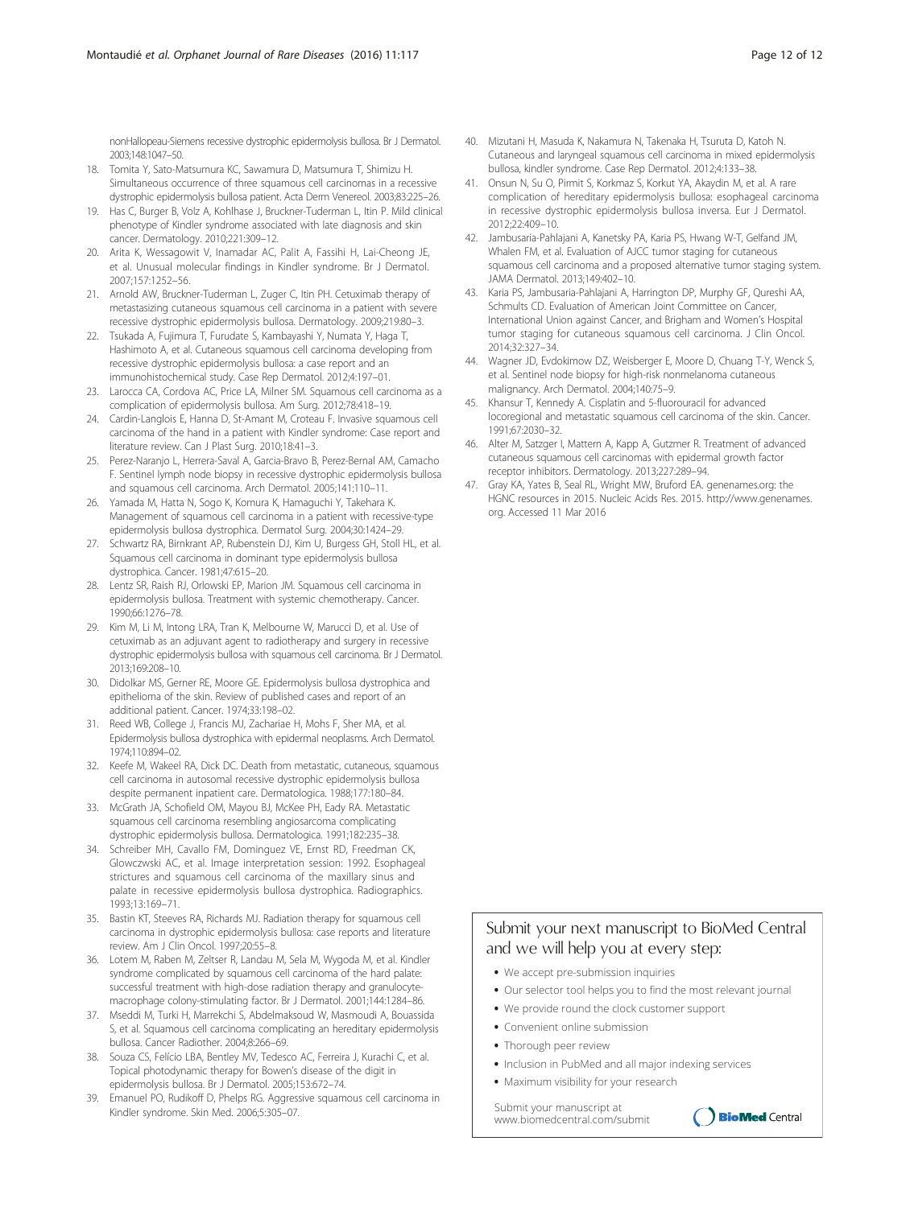nonHallopeau-Siemens recessive dystrophic epidermolysis bullosa. Br J Dermatol. 2003;148:1047–50.

18. Tomita Y, Sato-Matsumura KC, Sawamura D, Matsumura T, Shimizu H. Simultaneous occurrence of three squamous cell carcinomas in a recessive dystrophic epidermolysis bullosa patient. Acta Derm Venereol. 2003;83:225–26.
19. Has C, Burger B, Volz A, Kohlhase J, Bruckner-Tuderman L, Itin P. Mild clinical phenotype of Kindler syndrome associated with late diagnosis and skin cancer. Dermatology. 2010;221:309–12.
20. Arita K, Wessagowit V, Inamadar AC, Palit A, Fassihi H, Lai-Cheong JE, et al. Unusual molecular findings in Kindler syndrome. Br J Dermatol. 2007;157:1252–56.
21. Arnold AW, Bruckner-Tuderman L, Zuger C, Itin PH. Cetuximab therapy of metastasizing cutaneous squamous cell carcinoma in a patient with severe recessive dystrophic epidermolysis bullosa. Dermatology. 2009;219:80–3.
22. Tsukada A, Fujimura T, Furudate S, Kambayashi Y, Numata Y, Haga T, Hashimoto A, et al. Cutaneous squamous cell carcinoma developing from recessive dystrophic epidermolysis bullosa: a case report and an immunohistochemical study. Case Rep Dermatol. 2012;4:197–01.
23. Larocca CA, Cordova AC, Price LA, Milner SM. Squamous cell carcinoma as a complication of epidermolysis bullosa. Am Surg. 2012;78:418–19.
24. Cardin-Langlois E, Hanna D, St-Amant M, Croteau F. Invasive squamous cell carcinoma of the hand in a patient with Kindler syndrome: Case report and literature review. Can J Plast Surg. 2010;18:41–3.
25. Perez-Naranjo L, Herrera-Saval A, Garcia-Bravo B, Perez-Bernal AM, Camacho F. Sentinel lymph node biopsy in recessive dystrophic epidermolysis bullosa and squamous cell carcinoma. Arch Dermatol. 2005;141:110–11.
26. Yamada M, Hatta N, Sogo K, Komura K, Hamaguchi Y, Takehara K. Management of squamous cell carcinoma in a patient with recessive-type epidermolysis bullosa dystrophica. Dermatol Surg. 2004;30:1424–29.
27. Schwartz RA, Birnkrant AP, Rubenstein DJ, Kim U, Burgess GH, Stoll HL, et al. Squamous cell carcinoma in dominant type epidermolysis bullosa dystrophica. Cancer. 1981;47:615–20.
28. Lentz SR, Raish RJ, Orlowski EP, Marion JM. Squamous cell carcinoma in epidermolysis bullosa. Treatment with systemic chemotherapy. Cancer. 1990;66:1276–78.
29. Kim M, Li M, Intong LRA, Tran K, Melbourne W, Marucci D, et al. Use of cetuximab as an adjuvant agent to radiotherapy and surgery in recessive dystrophic epidermolysis bullosa with squamous cell carcinoma. Br J Dermatol. 2013;169:208–10.
30. Didolkar MS, Gerner RE, Moore GE. Epidermolysis bullosa dystrophica and epithelioma of the skin. Review of published cases and report of an additional patient. Cancer. 1974;33:198–02.
31. Reed WB, College J, Francis MJ, Zachariae H, Mohs F, Sher MA, et al. Epidermolysis bullosa dystrophica with epidermal neoplasms. Arch Dermatol. 1974;110:894–02.
32. Keefe M, Wakeel RA, Dick DC. Death from metastatic, cutaneous, squamous cell carcinoma in autosomal recessive dystrophic epidermolysis bullosa despite permanent inpatient care. Dermatologica. 1988;177:180–84.
33. McGrath JA, Schofield OM, Mayou BJ, McKee PH, Eady RA. Metastatic squamous cell carcinoma resembling angiosarcoma complicating dystrophic epidermolysis bullosa. Dermatologica. 1991;182:235–38.
34. Schreiber MH, Cavallo FM, Dominguez VE, Ernst RD, Freedman CK, Glowczwski AC, et al. Image interpretation session: 1992. Esophageal strictures and squamous cell carcinoma of the maxillary sinus and palate in recessive epidermolysis bullosa dystrophica. Radiographics. 1993;13:169–71.
35. Bastin KT, Steeves RA, Richards MJ. Radiation therapy for squamous cell carcinoma in dystrophic epidermolysis bullosa: case reports and literature review. Am J Clin Oncol. 1997;20:55–8.
36. Lotem M, Raben M, Zeltser R, Landau M, Sela M, Wygoda M, et al. Kindler syndrome complicated by squamous cell carcinoma of the hard palate: successful treatment with high-dose radiation therapy and granulocyte-macrophage colony-stimulating factor. Br J Dermatol. 2001;144:1284–86.
37. Mseddi M, Turki H, Marrekchi S, Abdelmaksoud W, Masmoudi A, Bouassida S, et al. Squamous cell carcinoma complicating an hereditary epidermolysis bullosa. Cancer Radiother. 2004;8:266–69.
38. Souza CS, Felício LBA, Bentley MV, Tedesco AC, Ferreira J, Kurachi C, et al. Topical photodynamic therapy for Bowen's disease of the digit in epidermolysis bullosa. Br J Dermatol. 2005;153:672–74.
39. Emanuel PO, Rudikoff D, Phelps RG. Aggressive squamous cell carcinoma in Kindler syndrome. Skin Med. 2006;5:305–07.
40. Mizutani H, Masuda K, Nakamura N, Takenaka H, Tsuruta D, Katoh N. Cutaneous and laryngeal squamous cell carcinoma in mixed epidermolysis bullosa, kindler syndrome. Case Rep Dermatol. 2012;4:133–38.
41. Onsun N, Su O, Pirmit S, Korkmaz S, Korkut YA, Akaydin M, et al. A rare complication of hereditary epidermolysis bullosa: esophageal carcinoma in recessive dystrophic epidermolysis bullosa inversa. Eur J Dermatol. 2012;22:409–10.
42. Jambusaria-Pahlajani A, Kanetsky PA, Karia PS, Hwang W-T, Gelfand JM, Whalen FM, et al. Evaluation of AJCC tumor staging for cutaneous squamous cell carcinoma and a proposed alternative tumor staging system. JAMA Dermatol. 2013;149:402–10.
43. Karia PS, Jambusaria-Pahlajani A, Harrington DP, Murphy GF, Qureshi AA, Schmults CD. Evaluation of American Joint Committee on Cancer, International Union against Cancer, and Brigham and Women's Hospital tumor staging for cutaneous squamous cell carcinoma. J Clin Oncol. 2014;32:327–34.
44. Wagner JD, Evdokimow DZ, Weisberger E, Moore D, Chuang T-Y, Wenck S, et al. Sentinel node biopsy for high-risk nonmelanoma cutaneous malignancy. Arch Dermatol. 2004;140:75–9.
45. Khansur T, Kennedy A. Cisplatin and 5-fluorouracil for advanced locoregional and metastatic squamous cell carcinoma of the skin. Cancer. 1991;67:2030–32.
46. Alter M, Satzger I, Mattern A, Kapp A, Gutzmer R. Treatment of advanced cutaneous squamous cell carcinomas with epidermal growth factor receptor inhibitors. Dermatology. 2013;227:289–94.
47. Gray KA, Yates B, Seal RL, Wright MW, Bruford EA. genenames.org: the HGNC resources in 2015. Nucleic Acids Res. 2015. http://www.genenames.org. Accessed 11 Mar 2016

Submit your next manuscript to BioMed Central and we will help you at every step:

- We accept pre-submission inquiries
- Our selector tool helps you to find the most relevant journal
- We provide round the clock customer support
- Convenient online submission
- Thorough peer review
- Inclusion in PubMed and all major indexing services
- Maximum visibility for your research

Submit your manuscript at www.biomedcentral.com/submit

BioMed Central